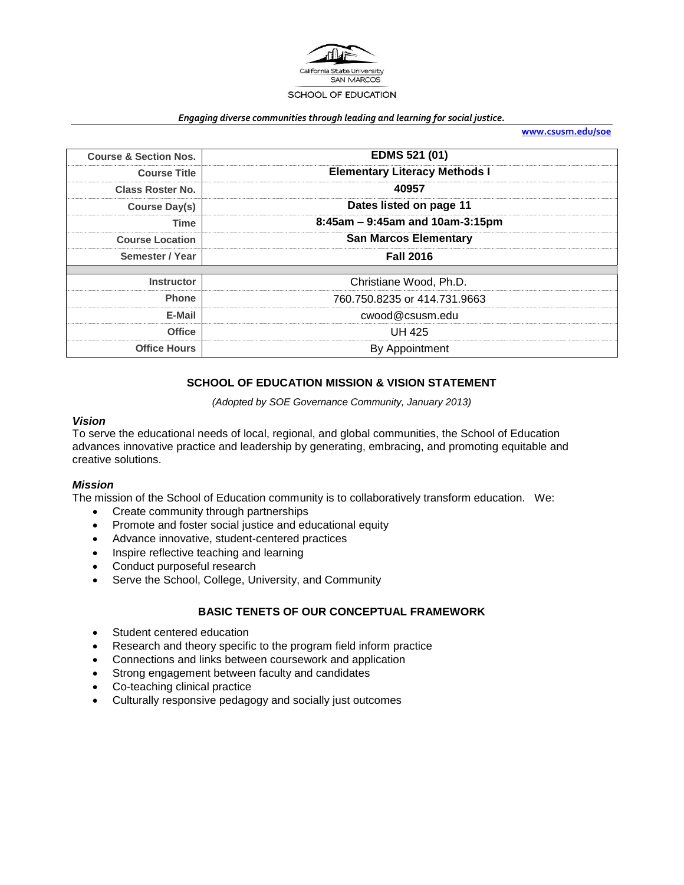California State University SAN MARCOS

SCHOOL OF EDUCATION

*Engaging diverse communities through leading and learning for social justice.*

**www.csusm.edu/soe**

| | |
|---|---|
| **Course & Section Nos.** | **EDMS 521 (01)** |
| **Course Title** | **Elementary Literacy Methods I** |
| **Class Roster No.** | **40957** |
| **Course Day(s)** | **Dates listed on page 11** |
| **Time** | **8:45am – 9:45am and 10am-3:15pm** |
| **Course Location** | **San Marcos Elementary** |
| **Semester / Year** | **Fall 2016** |
| **Instructor** | Christiane Wood, Ph.D. |
| **Phone** | 760.750.8235 or 414.731.9663 |
| **E-Mail** | cwood@csusm.edu |
| **Office** | UH 425 |
| **Office Hours** | By Appointment |

## SCHOOL OF EDUCATION MISSION & VISION STATEMENT

*(Adopted by SOE Governance Community, January 2013)*

### *Vision*

To serve the educational needs of local, regional, and global communities, the School of Education advances innovative practice and leadership by generating, embracing, and promoting equitable and creative solutions.

### *Mission*

The mission of the School of Education community is to collaboratively transform education. We:

- Create community through partnerships
- Promote and foster social justice and educational equity
- Advance innovative, student-centered practices
- Inspire reflective teaching and learning
- Conduct purposeful research
- Serve the School, College, University, and Community

## BASIC TENETS OF OUR CONCEPTUAL FRAMEWORK

- Student centered education
- Research and theory specific to the program field inform practice
- Connections and links between coursework and application
- Strong engagement between faculty and candidates
- Co-teaching clinical practice
- Culturally responsive pedagogy and socially just outcomes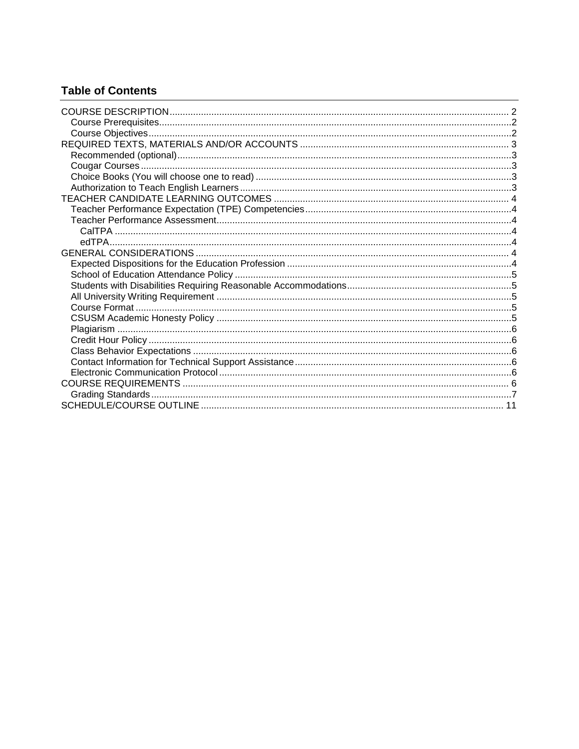## Table of Contents

COURSE DESCRIPTION ... 2
- Course Prerequisites ... 2
- Course Objectives ... 2

REQUIRED TEXTS, MATERIALS AND/OR ACCOUNTS ... 3
- Recommended (optional) ... 3
- Cougar Courses ... 3
- Choice Books (You will choose one to read) ... 3
- Authorization to Teach English Learners ... 3

TEACHER CANDIDATE LEARNING OUTCOMES ... 4
- Teacher Performance Expectation (TPE) Competencies ... 4
- Teacher Performance Assessment ... 4
  - CalTPA ... 4
  - edTPA ... 4

GENERAL CONSIDERATIONS ... 4
- Expected Dispositions for the Education Profession ... 4
- School of Education Attendance Policy ... 5
- Students with Disabilities Requiring Reasonable Accommodations ... 5
- All University Writing Requirement ... 5
- Course Format ... 5
- CSUSM Academic Honesty Policy ... 5
- Plagiarism ... 6
- Credit Hour Policy ... 6
- Class Behavior Expectations ... 6
- Contact Information for Technical Support Assistance ... 6
- Electronic Communication Protocol ... 6

COURSE REQUIREMENTS ... 6
- Grading Standards ... 7

SCHEDULE/COURSE OUTLINE ... 11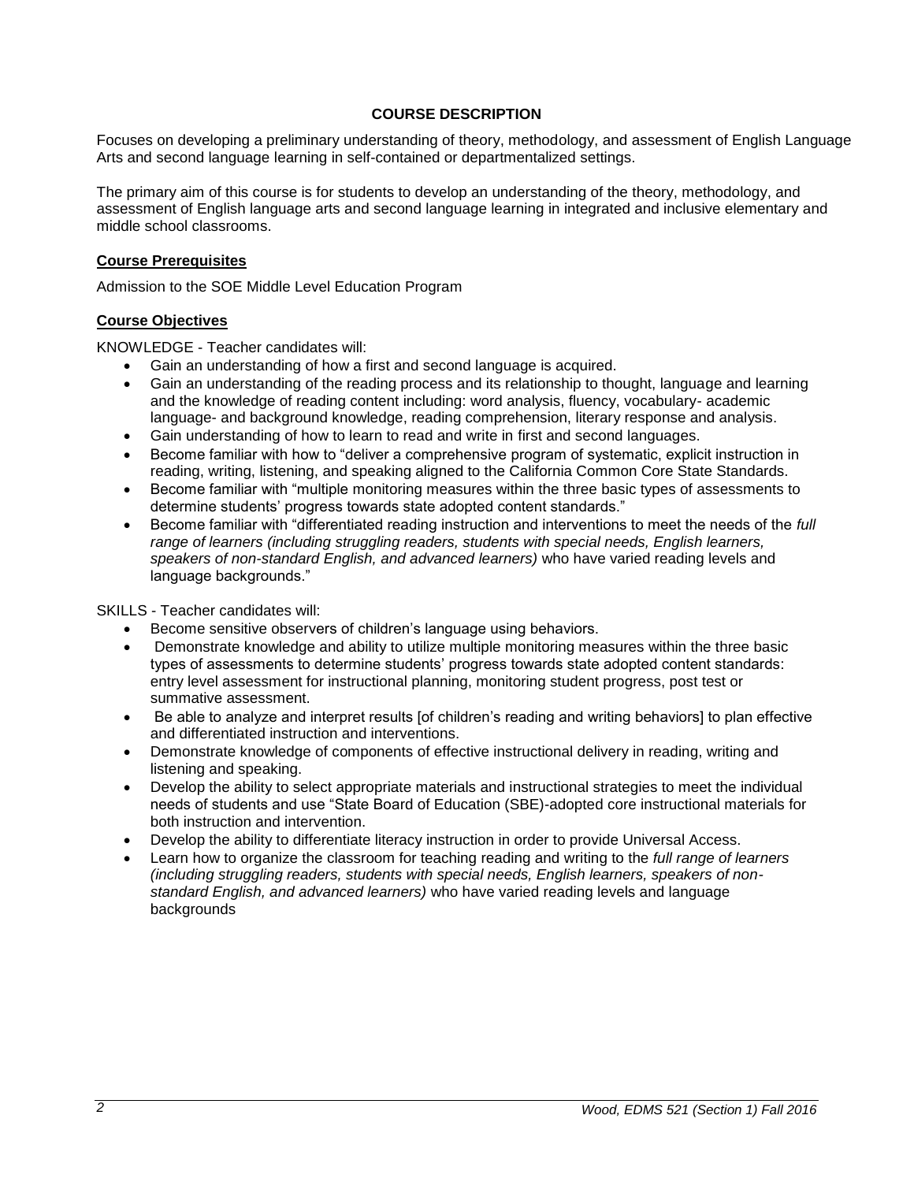## COURSE DESCRIPTION

Focuses on developing a preliminary understanding of theory, methodology, and assessment of English Language Arts and second language learning in self-contained or departmentalized settings.

The primary aim of this course is for students to develop an understanding of the theory, methodology, and assessment of English language arts and second language learning in integrated and inclusive elementary and middle school classrooms.

### Course Prerequisites

Admission to the SOE Middle Level Education Program

### Course Objectives

KNOWLEDGE - Teacher candidates will:

- Gain an understanding of how a first and second language is acquired.
- Gain an understanding of the reading process and its relationship to thought, language and learning and the knowledge of reading content including: word analysis, fluency, vocabulary- academic language- and background knowledge, reading comprehension, literary response and analysis.
- Gain understanding of how to learn to read and write in first and second languages.
- Become familiar with how to "deliver a comprehensive program of systematic, explicit instruction in reading, writing, listening, and speaking aligned to the California Common Core State Standards.
- Become familiar with "multiple monitoring measures within the three basic types of assessments to determine students' progress towards state adopted content standards."
- Become familiar with "differentiated reading instruction and interventions to meet the needs of the *full range of learners (including struggling readers, students with special needs, English learners, speakers of non-standard English, and advanced learners)* who have varied reading levels and language backgrounds."

SKILLS - Teacher candidates will:

- Become sensitive observers of children's language using behaviors.
- Demonstrate knowledge and ability to utilize multiple monitoring measures within the three basic types of assessments to determine students' progress towards state adopted content standards: entry level assessment for instructional planning, monitoring student progress, post test or summative assessment.
- Be able to analyze and interpret results [of children's reading and writing behaviors] to plan effective and differentiated instruction and interventions.
- Demonstrate knowledge of components of effective instructional delivery in reading, writing and listening and speaking.
- Develop the ability to select appropriate materials and instructional strategies to meet the individual needs of students and use "State Board of Education (SBE)-adopted core instructional materials for both instruction and intervention.
- Develop the ability to differentiate literacy instruction in order to provide Universal Access.
- Learn how to organize the classroom for teaching reading and writing to the *full range of learners (including struggling readers, students with special needs, English learners, speakers of non-standard English, and advanced learners)* who have varied reading levels and language backgrounds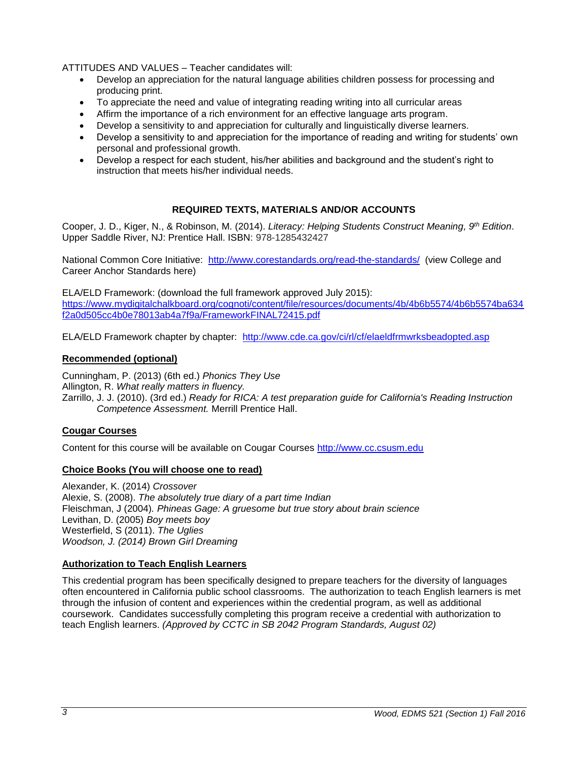ATTITUDES AND VALUES – Teacher candidates will:

- Develop an appreciation for the natural language abilities children possess for processing and producing print.
- To appreciate the need and value of integrating reading writing into all curricular areas
- Affirm the importance of a rich environment for an effective language arts program.
- Develop a sensitivity to and appreciation for culturally and linguistically diverse learners.
- Develop a sensitivity to and appreciation for the importance of reading and writing for students' own personal and professional growth.
- Develop a respect for each student, his/her abilities and background and the student's right to instruction that meets his/her individual needs.

## REQUIRED TEXTS, MATERIALS AND/OR ACCOUNTS

Cooper, J. D., Kiger, N., & Robinson, M. (2014). *Literacy: Helping Students Construct Meaning, 9th Edition*. Upper Saddle River, NJ: Prentice Hall. ISBN: 978-1285432427

National Common Core Initiative: http://www.corestandards.org/read-the-standards/ (view College and Career Anchor Standards here)

ELA/ELD Framework: (download the full framework approved July 2015): https://www.mydigitalchalkboard.org/cognoti/content/file/resources/documents/4b/4b6b5574/4b6b5574ba634f2a0d505cc4b0e78013ab4a7f9a/FrameworkFINAL72415.pdf

ELA/ELD Framework chapter by chapter: http://www.cde.ca.gov/ci/rl/cf/elaeldfrmwrksbeadopted.asp

### Recommended (optional)

Cunningham, P. (2013) (6th ed.) *Phonics They Use*
Allington, R. *What really matters in fluency.*
Zarrillo, J. J. (2010). (3rd ed.) *Ready for RICA: A test preparation guide for California's Reading Instruction Competence Assessment.* Merrill Prentice Hall.

### Cougar Courses

Content for this course will be available on Cougar Courses http://www.cc.csusm.edu

### Choice Books (You will choose one to read)

Alexander, K. (2014) *Crossover*
Alexie, S. (2008). *The absolutely true diary of a part time Indian*
Fleischman, J (2004). *Phineas Gage: A gruesome but true story about brain science*
Levithan, D. (2005) *Boy meets boy*
Westerfield, S (2011). *The Uglies*
*Woodson, J. (2014) Brown Girl Dreaming*

### Authorization to Teach English Learners

This credential program has been specifically designed to prepare teachers for the diversity of languages often encountered in California public school classrooms. The authorization to teach English learners is met through the infusion of content and experiences within the credential program, as well as additional coursework. Candidates successfully completing this program receive a credential with authorization to teach English learners. *(Approved by CCTC in SB 2042 Program Standards, August 02)*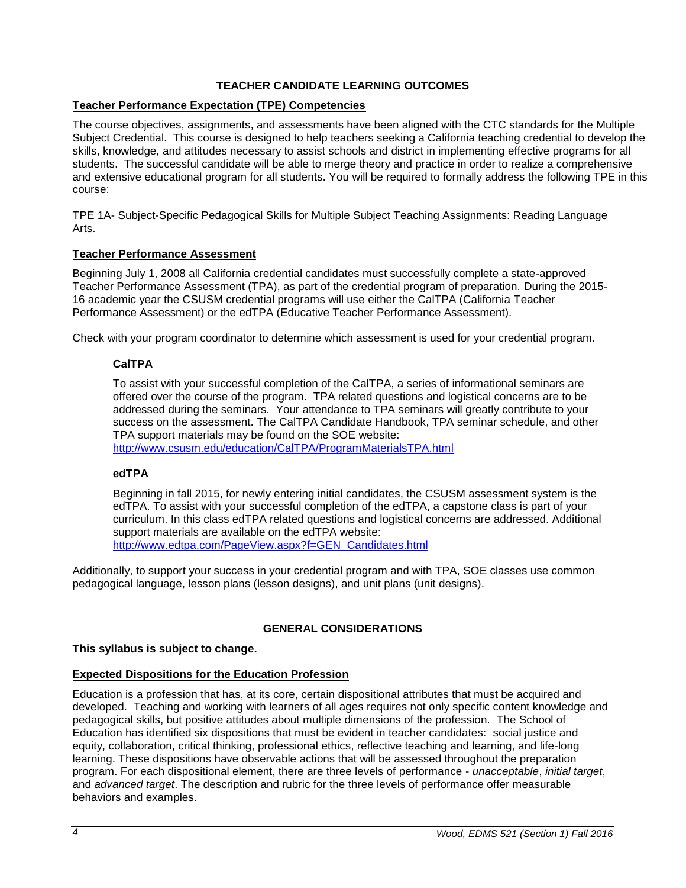## TEACHER CANDIDATE LEARNING OUTCOMES

### Teacher Performance Expectation (TPE) Competencies

The course objectives, assignments, and assessments have been aligned with the CTC standards for the Multiple Subject Credential. This course is designed to help teachers seeking a California teaching credential to develop the skills, knowledge, and attitudes necessary to assist schools and district in implementing effective programs for all students. The successful candidate will be able to merge theory and practice in order to realize a comprehensive and extensive educational program for all students. You will be required to formally address the following TPE in this course:

TPE 1A- Subject-Specific Pedagogical Skills for Multiple Subject Teaching Assignments: Reading Language Arts.

### Teacher Performance Assessment

Beginning July 1, 2008 all California credential candidates must successfully complete a state-approved Teacher Performance Assessment (TPA), as part of the credential program of preparation. During the 2015-16 academic year the CSUSM credential programs will use either the CalTPA (California Teacher Performance Assessment) or the edTPA (Educative Teacher Performance Assessment).

Check with your program coordinator to determine which assessment is used for your credential program.

#### CalTPA

To assist with your successful completion of the CalTPA, a series of informational seminars are offered over the course of the program. TPA related questions and logistical concerns are to be addressed during the seminars. Your attendance to TPA seminars will greatly contribute to your success on the assessment. The CalTPA Candidate Handbook, TPA seminar schedule, and other TPA support materials may be found on the SOE website:
http://www.csusm.edu/education/CalTPA/ProgramMaterialsTPA.html

#### edTPA

Beginning in fall 2015, for newly entering initial candidates, the CSUSM assessment system is the edTPA. To assist with your successful completion of the edTPA, a capstone class is part of your curriculum. In this class edTPA related questions and logistical concerns are addressed. Additional support materials are available on the edTPA website:
http://www.edtpa.com/PageView.aspx?f=GEN_Candidates.html

Additionally, to support your success in your credential program and with TPA, SOE classes use common pedagogical language, lesson plans (lesson designs), and unit plans (unit designs).

## GENERAL CONSIDERATIONS

**This syllabus is subject to change.**

### Expected Dispositions for the Education Profession

Education is a profession that has, at its core, certain dispositional attributes that must be acquired and developed. Teaching and working with learners of all ages requires not only specific content knowledge and pedagogical skills, but positive attitudes about multiple dimensions of the profession. The School of Education has identified six dispositions that must be evident in teacher candidates: social justice and equity, collaboration, critical thinking, professional ethics, reflective teaching and learning, and life-long learning. These dispositions have observable actions that will be assessed throughout the preparation program. For each dispositional element, there are three levels of performance - *unacceptable*, *initial target*, and *advanced target*. The description and rubric for the three levels of performance offer measurable behaviors and examples.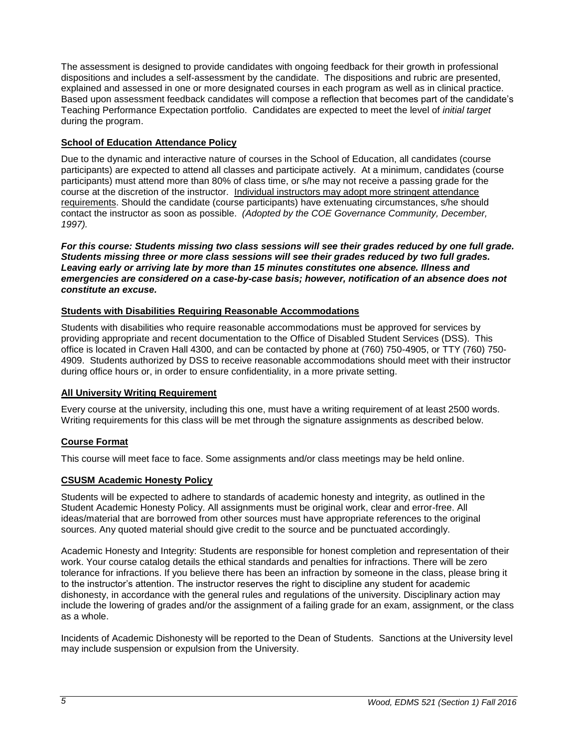The assessment is designed to provide candidates with ongoing feedback for their growth in professional dispositions and includes a self-assessment by the candidate. The dispositions and rubric are presented, explained and assessed in one or more designated courses in each program as well as in clinical practice. Based upon assessment feedback candidates will compose a reflection that becomes part of the candidate's Teaching Performance Expectation portfolio. Candidates are expected to meet the level of *initial target* during the program.

## School of Education Attendance Policy

Due to the dynamic and interactive nature of courses in the School of Education, all candidates (course participants) are expected to attend all classes and participate actively. At a minimum, candidates (course participants) must attend more than 80% of class time, or s/he may not receive a passing grade for the course at the discretion of the instructor. Individual instructors may adopt more stringent attendance requirements. Should the candidate (course participants) have extenuating circumstances, s/he should contact the instructor as soon as possible. *(Adopted by the COE Governance Community, December, 1997).*

***For this course: Students missing two class sessions will see their grades reduced by one full grade. Students missing three or more class sessions will see their grades reduced by two full grades. Leaving early or arriving late by more than 15 minutes constitutes one absence. Illness and emergencies are considered on a case-by-case basis; however, notification of an absence does not constitute an excuse.***

## Students with Disabilities Requiring Reasonable Accommodations

Students with disabilities who require reasonable accommodations must be approved for services by providing appropriate and recent documentation to the Office of Disabled Student Services (DSS). This office is located in Craven Hall 4300, and can be contacted by phone at (760) 750-4905, or TTY (760) 750-4909. Students authorized by DSS to receive reasonable accommodations should meet with their instructor during office hours or, in order to ensure confidentiality, in a more private setting.

## All University Writing Requirement

Every course at the university, including this one, must have a writing requirement of at least 2500 words. Writing requirements for this class will be met through the signature assignments as described below.

## Course Format

This course will meet face to face. Some assignments and/or class meetings may be held online.

## CSUSM Academic Honesty Policy

Students will be expected to adhere to standards of academic honesty and integrity, as outlined in the Student Academic Honesty Policy. All assignments must be original work, clear and error-free. All ideas/material that are borrowed from other sources must have appropriate references to the original sources. Any quoted material should give credit to the source and be punctuated accordingly.

Academic Honesty and Integrity: Students are responsible for honest completion and representation of their work. Your course catalog details the ethical standards and penalties for infractions. There will be zero tolerance for infractions. If you believe there has been an infraction by someone in the class, please bring it to the instructor's attention. The instructor reserves the right to discipline any student for academic dishonesty, in accordance with the general rules and regulations of the university. Disciplinary action may include the lowering of grades and/or the assignment of a failing grade for an exam, assignment, or the class as a whole.

Incidents of Academic Dishonesty will be reported to the Dean of Students. Sanctions at the University level may include suspension or expulsion from the University.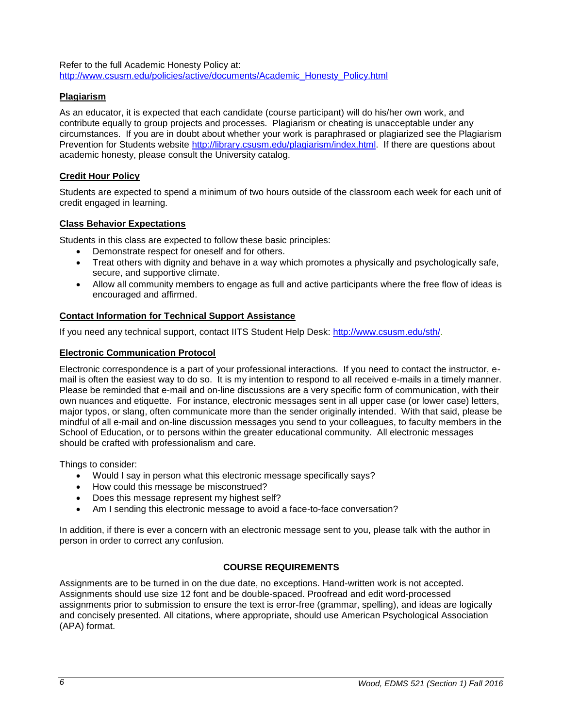Refer to the full Academic Honesty Policy at: http://www.csusm.edu/policies/active/documents/Academic_Honesty_Policy.html

### Plagiarism

As an educator, it is expected that each candidate (course participant) will do his/her own work, and contribute equally to group projects and processes. Plagiarism or cheating is unacceptable under any circumstances. If you are in doubt about whether your work is paraphrased or plagiarized see the Plagiarism Prevention for Students website http://library.csusm.edu/plagiarism/index.html. If there are questions about academic honesty, please consult the University catalog.

### Credit Hour Policy

Students are expected to spend a minimum of two hours outside of the classroom each week for each unit of credit engaged in learning.

### Class Behavior Expectations

Students in this class are expected to follow these basic principles:

- Demonstrate respect for oneself and for others.
- Treat others with dignity and behave in a way which promotes a physically and psychologically safe, secure, and supportive climate.
- Allow all community members to engage as full and active participants where the free flow of ideas is encouraged and affirmed.

### Contact Information for Technical Support Assistance

If you need any technical support, contact IITS Student Help Desk: http://www.csusm.edu/sth/.

### Electronic Communication Protocol

Electronic correspondence is a part of your professional interactions. If you need to contact the instructor, e-mail is often the easiest way to do so. It is my intention to respond to all received e-mails in a timely manner. Please be reminded that e-mail and on-line discussions are a very specific form of communication, with their own nuances and etiquette. For instance, electronic messages sent in all upper case (or lower case) letters, major typos, or slang, often communicate more than the sender originally intended. With that said, please be mindful of all e-mail and on-line discussion messages you send to your colleagues, to faculty members in the School of Education, or to persons within the greater educational community. All electronic messages should be crafted with professionalism and care.

Things to consider:

- Would I say in person what this electronic message specifically says?
- How could this message be misconstrued?
- Does this message represent my highest self?
- Am I sending this electronic message to avoid a face-to-face conversation?

In addition, if there is ever a concern with an electronic message sent to you, please talk with the author in person in order to correct any confusion.

## COURSE REQUIREMENTS

Assignments are to be turned in on the due date, no exceptions. Hand-written work is not accepted. Assignments should use size 12 font and be double-spaced. Proofread and edit word-processed assignments prior to submission to ensure the text is error-free (grammar, spelling), and ideas are logically and concisely presented. All citations, where appropriate, should use American Psychological Association (APA) format.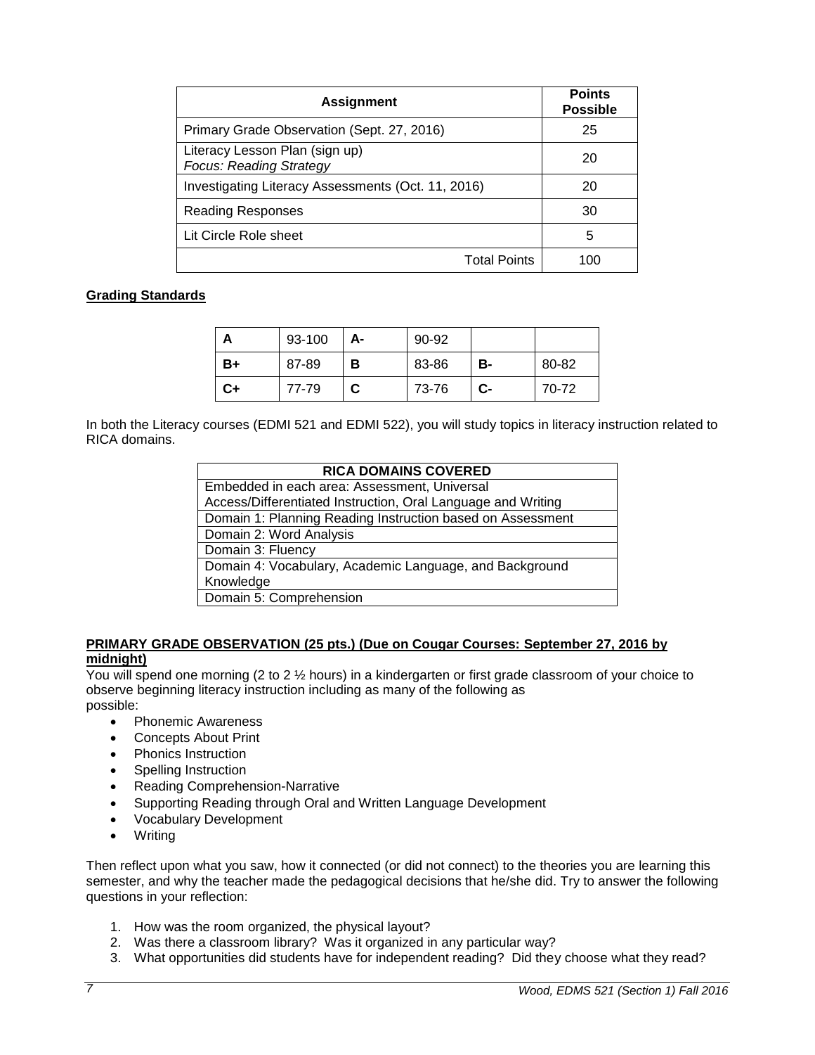| Assignment | Points Possible |
|---|---|
| Primary Grade Observation (Sept. 27, 2016) | 25 |
| Literacy Lesson Plan (sign up) *Focus: Reading Strategy* | 20 |
| Investigating Literacy Assessments (Oct. 11, 2016) | 20 |
| Reading Responses | 30 |
| Lit Circle Role sheet | 5 |
| Total Points | 100 |

**<u>Grading Standards</u>**

| | | | | | |
|---|---|---|---|---|---|
| **A** | 93-100 | **A-** | 90-92 | | |
| **B+** | 87-89 | **B** | 83-86 | **B-** | 80-82 |
| **C+** | 77-79 | **C** | 73-76 | **C-** | 70-72 |

In both the Literacy courses (EDMI 521 and EDMI 522), you will study topics in literacy instruction related to RICA domains.

| RICA DOMAINS COVERED |
|---|
| Embedded in each area: Assessment, Universal Access/Differentiated Instruction, Oral Language and Writing |
| Domain 1: Planning Reading Instruction based on Assessment |
| Domain 2: Word Analysis |
| Domain 3: Fluency |
| Domain 4: Vocabulary, Academic Language, and Background Knowledge |
| Domain 5: Comprehension |

**<u>PRIMARY GRADE OBSERVATION (25 pts.) (Due on Cougar Courses: September 27, 2016 by midnight)</u>**

You will spend one morning (2 to 2 ½ hours) in a kindergarten or first grade classroom of your choice to observe beginning literacy instruction including as many of the following as possible:

- Phonemic Awareness
- Concepts About Print
- Phonics Instruction
- Spelling Instruction
- Reading Comprehension-Narrative
- Supporting Reading through Oral and Written Language Development
- Vocabulary Development
- Writing

Then reflect upon what you saw, how it connected (or did not connect) to the theories you are learning this semester, and why the teacher made the pedagogical decisions that he/she did. Try to answer the following questions in your reflection:

1. How was the room organized, the physical layout?
2. Was there a classroom library? Was it organized in any particular way?
3. What opportunities did students have for independent reading? Did they choose what they read?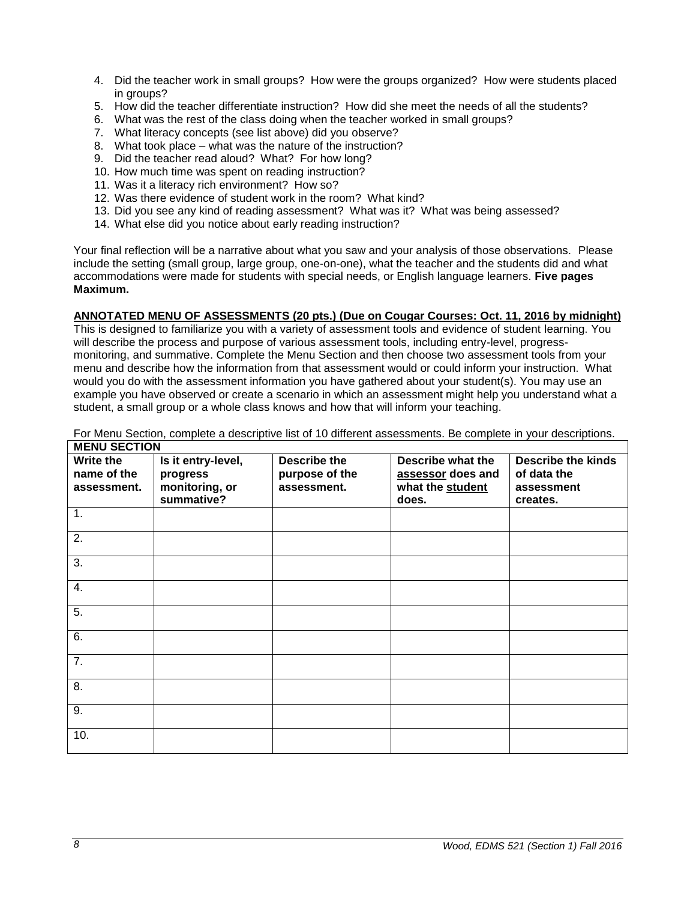4. Did the teacher work in small groups? How were the groups organized? How were students placed in groups?
5. How did the teacher differentiate instruction? How did she meet the needs of all the students?
6. What was the rest of the class doing when the teacher worked in small groups?
7. What literacy concepts (see list above) did you observe?
8. What took place – what was the nature of the instruction?
9. Did the teacher read aloud? What? For how long?
10. How much time was spent on reading instruction?
11. Was it a literacy rich environment? How so?
12. Was there evidence of student work in the room? What kind?
13. Did you see any kind of reading assessment? What was it? What was being assessed?
14. What else did you notice about early reading instruction?

Your final reflection will be a narrative about what you saw and your analysis of those observations. Please include the setting (small group, large group, one-on-one), what the teacher and the students did and what accommodations were made for students with special needs, or English language learners. **Five pages Maximum.**

**ANNOTATED MENU OF ASSESSMENTS (20 pts.) (Due on Cougar Courses: Oct. 11, 2016 by midnight)**

This is designed to familiarize you with a variety of assessment tools and evidence of student learning. You will describe the process and purpose of various assessment tools, including entry-level, progress-monitoring, and summative. Complete the Menu Section and then choose two assessment tools from your menu and describe how the information from that assessment would or could inform your instruction. What would you do with the assessment information you have gathered about your student(s). You may use an example you have observed or create a scenario in which an assessment might help you understand what a student, a small group or a whole class knows and how that will inform your teaching.

For Menu Section, complete a descriptive list of 10 different assessments. Be complete in your descriptions.

**MENU SECTION**

| **Write the name of the assessment.** | **Is it entry-level, progress monitoring, or summative?** | **Describe the purpose of the assessment.** | **Describe what the assessor does and what the student does.** | **Describe the kinds of data the assessment creates.** |
|---|---|---|---|---|
| 1. | | | | |
| 2. | | | | |
| 3. | | | | |
| 4. | | | | |
| 5. | | | | |
| 6. | | | | |
| 7. | | | | |
| 8. | | | | |
| 9. | | | | |
| 10. | | | | |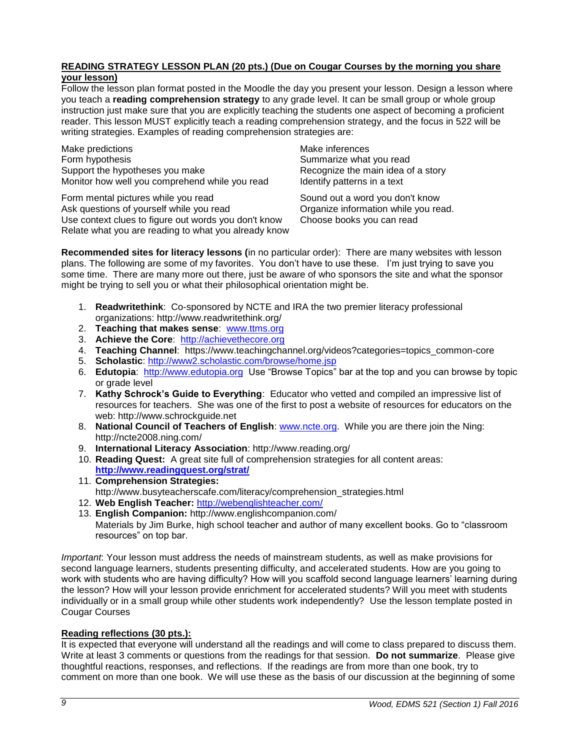**READING STRATEGY LESSON PLAN (20 pts.) (Due on Cougar Courses by the morning you share your lesson)**

Follow the lesson plan format posted in the Moodle the day you present your lesson. Design a lesson where you teach a **reading comprehension strategy** to any grade level. It can be small group or whole group instruction just make sure that you are explicitly teaching the students one aspect of becoming a proficient reader. This lesson MUST explicitly teach a reading comprehension strategy, and the focus in 522 will be writing strategies. Examples of reading comprehension strategies are:

Make predictions
Form hypothesis
Support the hypotheses you make
Monitor how well you comprehend while you read

Form mental pictures while you read
Ask questions of yourself while you read
Use context clues to figure out words you don't know
Relate what you are reading to what you already know

Make inferences
Summarize what you read
Recognize the main idea of a story
Identify patterns in a text

Sound out a word you don't know
Organize information while you read.
Choose books you can read

**Recommended sites for literacy lessons (**in no particular order): There are many websites with lesson plans. The following are some of my favorites. You don't have to use these. I'm just trying to save you some time. There are many more out there, just be aware of who sponsors the site and what the sponsor might be trying to sell you or what their philosophical orientation might be.

1. **Readwritethink**: Co-sponsored by NCTE and IRA the two premier literacy professional organizations: http://www.readwritethink.org/
2. **Teaching that makes sense**: www.ttms.org
3. **Achieve the Core**: http://achievethecore.org
4. **Teaching Channel**: https://www.teachingchannel.org/videos?categories=topics_common-core
5. **Scholastic**: http://www2.scholastic.com/browse/home.jsp
6. **Edutopia**: http://www.edutopia.org Use "Browse Topics" bar at the top and you can browse by topic or grade level
7. **Kathy Schrock's Guide to Everything**: Educator who vetted and compiled an impressive list of resources for teachers. She was one of the first to post a website of resources for educators on the web: http://www.schrockguide.net
8. **National Council of Teachers of English**: www.ncte.org. While you are there join the Ning: http://ncte2008.ning.com/
9. **International Literacy Association**: http://www.reading.org/
10. **Reading Quest:** A great site full of comprehension strategies for all content areas: **http://www.readingquest.org/strat/**
11. **Comprehension Strategies:** http://www.busyteacherscafe.com/literacy/comprehension_strategies.html
12. **Web English Teacher:** http://webenglishteacher.com/
13. **English Companion:** http://www.englishcompanion.com/
    Materials by Jim Burke, high school teacher and author of many excellent books. Go to "classroom resources" on top bar.

*Important*: Your lesson must address the needs of mainstream students, as well as make provisions for second language learners, students presenting difficulty, and accelerated students. How are you going to work with students who are having difficulty? How will you scaffold second language learners' learning during the lesson? How will your lesson provide enrichment for accelerated students? Will you meet with students individually or in a small group while other students work independently? Use the lesson template posted in Cougar Courses

**Reading reflections (30 pts.):**

It is expected that everyone will understand all the readings and will come to class prepared to discuss them. Write at least 3 comments or questions from the readings for that session. **Do not summarize**. Please give thoughtful reactions, responses, and reflections. If the readings are from more than one book, try to comment on more than one book. We will use these as the basis of our discussion at the beginning of some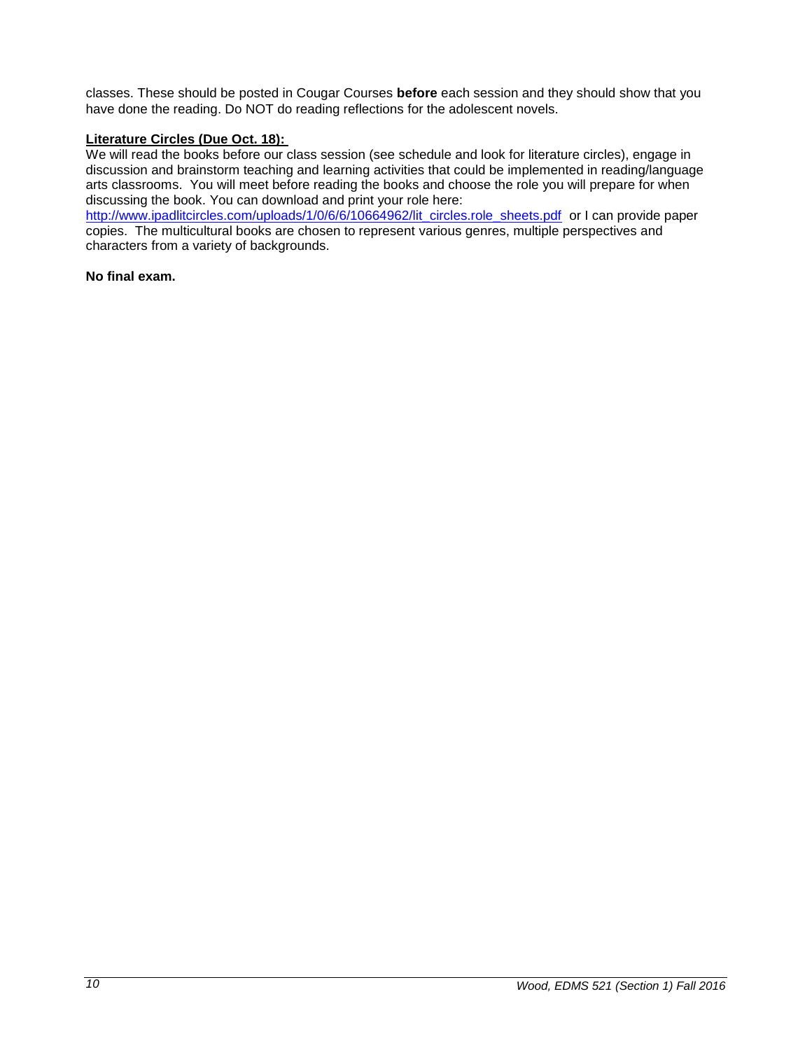classes. These should be posted in Cougar Courses **before** each session and they should show that you have done the reading. Do NOT do reading reflections for the adolescent novels.

**Literature Circles (Due Oct. 18):**

We will read the books before our class session (see schedule and look for literature circles), engage in discussion and brainstorm teaching and learning activities that could be implemented in reading/language arts classrooms. You will meet before reading the books and choose the role you will prepare for when discussing the book. You can download and print your role here: [http://www.ipadlitcircles.com/uploads/1/0/6/6/10664962/lit_circles.role_sheets.pdf](http://www.ipadlitcircles.com/uploads/1/0/6/6/10664962/lit_circles.role_sheets.pdf) or I can provide paper copies. The multicultural books are chosen to represent various genres, multiple perspectives and characters from a variety of backgrounds.

**No final exam.**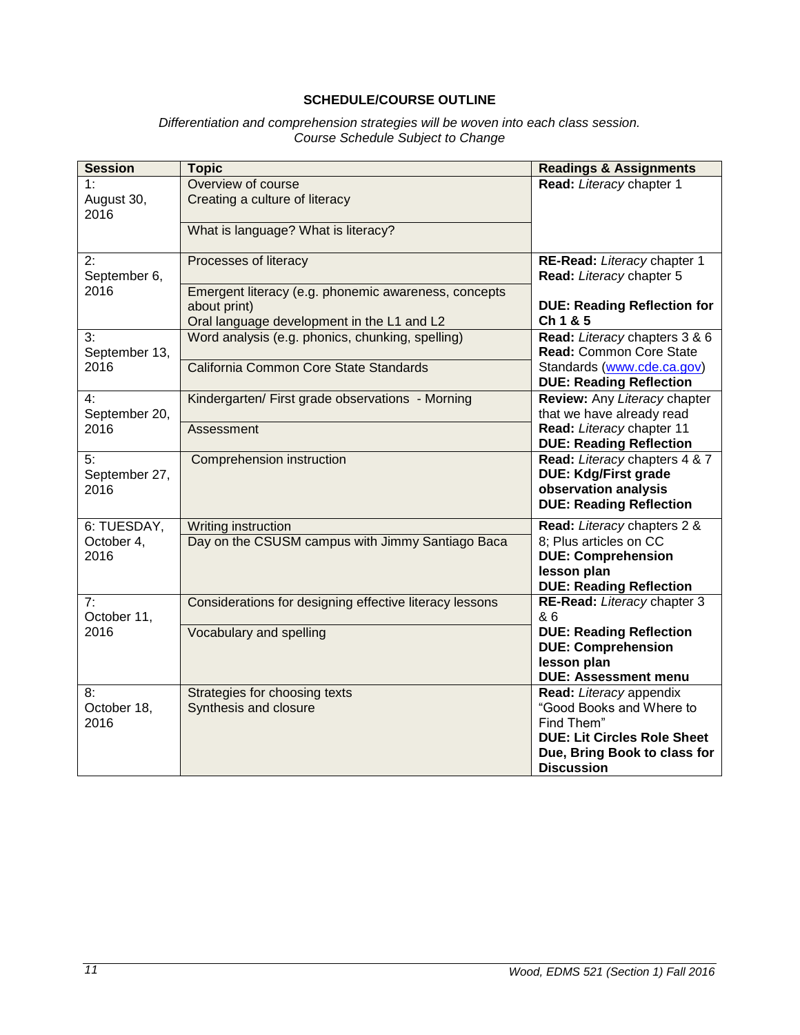## SCHEDULE/COURSE OUTLINE

*Differentiation and comprehension strategies will be woven into each class session.*
*Course Schedule Subject to Change*

| Session | Topic | Readings & Assignments |
|---|---|---|
| 1: August 30, 2016 | Overview of course<br>Creating a culture of literacy<br><br>What is language? What is literacy? | **Read:** *Literacy* chapter 1 |
| 2: September 6, 2016 | Processes of literacy<br><br>Emergent literacy (e.g. phonemic awareness, concepts about print)<br>Oral language development in the L1 and L2 | **RE-Read:** *Literacy* chapter 1<br>**Read:** *Literacy* chapter 5<br><br>**DUE: Reading Reflection for Ch 1 & 5** |
| 3: September 13, 2016 | Word analysis (e.g. phonics, chunking, spelling)<br><br>California Common Core State Standards | **Read:** *Literacy* chapters 3 & 6<br>**Read:** Common Core State Standards (www.cde.ca.gov)<br>**DUE: Reading Reflection** |
| 4: September 20, 2016 | Kindergarten/ First grade observations - Morning<br><br>Assessment | **Review:** Any *Literacy* chapter that we have already read<br>**Read:** *Literacy* chapter 11<br>**DUE: Reading Reflection** |
| 5: September 27, 2016 | Comprehension instruction | **Read:** *Literacy* chapters 4 & 7<br>**DUE: Kdg/First grade observation analysis**<br>**DUE: Reading Reflection** |
| 6: TUESDAY, October 4, 2016 | Writing instruction<br>Day on the CSUSM campus with Jimmy Santiago Baca | **Read:** *Literacy* chapters 2 & 8; Plus articles on CC<br>**DUE: Comprehension lesson plan**<br>**DUE: Reading Reflection** |
| 7: October 11, 2016 | Considerations for designing effective literacy lessons<br><br>Vocabulary and spelling | **RE-Read:** *Literacy* chapter 3 & 6<br>**DUE: Reading Reflection**<br>**DUE: Comprehension lesson plan**<br>**DUE: Assessment menu** |
| 8: October 18, 2016 | Strategies for choosing texts<br>Synthesis and closure | **Read:** *Literacy* appendix "Good Books and Where to Find Them"<br>**DUE: Lit Circles Role Sheet Due, Bring Book to class for Discussion** |